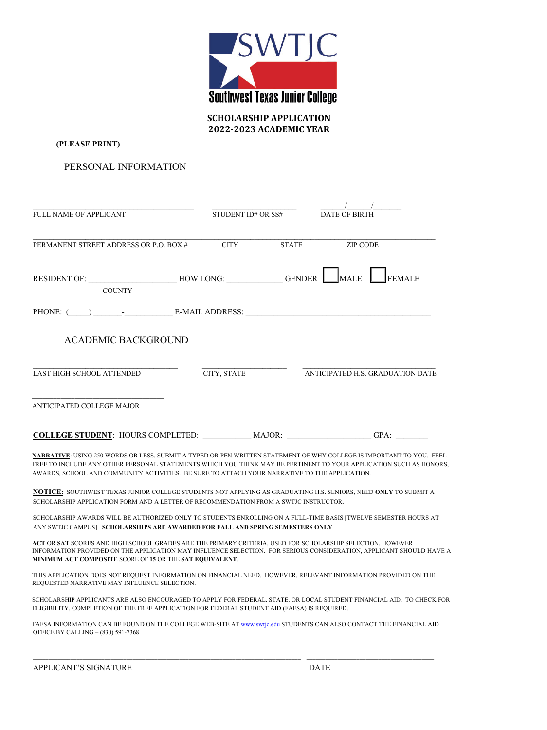SWTJC

Southwest Texas Junior College

# SCHOLARSHIP APPLICATION
## 2022-2023 ACADEMIC YEAR

**(PLEASE PRINT)**

## PERSONAL INFORMATION

______________________________ ____________________ ______/______/________
FULL NAME OF APPLICANT STUDENT ID# OR SS# DATE OF BIRTH

________________________________________________________________________
PERMANENT STREET ADDRESS OR P.O. BOX # CITY STATE ZIP CODE

RESIDENT OF: ____________________ HOW LONG: _____________ GENDER ☐ MALE ☐ FEMALE
COUNTY

PHONE: (_____) _______-___________ E-MAIL ADDRESS: ______________________________________________

## ACADEMIC BACKGROUND

______________________________ ____________________ ______________________________
LAST HIGH SCHOOL ATTENDED CITY, STATE ANTICIPATED H.S. GRADUATION DATE

________________________________
ANTICIPATED COLLEGE MAJOR

**COLLEGE STUDENT**: HOURS COMPLETED: ___________ MAJOR: ____________________ GPA: ________

**NARRATIVE**: USING 250 WORDS OR LESS, SUBMIT A TYPED OR PEN WRITTEN STATEMENT OF WHY COLLEGE IS IMPORTANT TO YOU. FEEL FREE TO INCLUDE ANY OTHER PERSONAL STATEMENTS WHICH YOU THINK MAY BE PERTINENT TO YOUR APPLICATION SUCH AS HONORS, AWARDS, SCHOOL AND COMMUNITY ACTIVITIES. BE SURE TO ATTACH YOUR NARRATIVE TO THE APPLICATION.

**NOTICE:** SOUTHWEST TEXAS JUNIOR COLLEGE STUDENTS NOT APPLYING AS GRADUATING H.S. SENIORS, NEED **ONLY** TO SUBMIT A SCHOLARSHIP APPLICATION FORM AND A LETTER OF RECOMMENDATION FROM A SWTJC INSTRUCTOR.

SCHOLARSHIP AWARDS WILL BE AUTHORIZED ONLY TO STUDENTS ENROLLING ON A FULL-TIME BASIS [TWELVE SEMESTER HOURS AT ANY SWTJC CAMPUS]. **SCHOLARSHIPS ARE AWARDED FOR FALL AND SPRING SEMESTERS ONLY**.

**ACT** OR **SAT** SCORES AND HIGH SCHOOL GRADES ARE THE PRIMARY CRITERIA, USED FOR SCHOLARSHIP SELECTION, HOWEVER INFORMATION PROVIDED ON THE APPLICATION MAY INFLUENCE SELECTION. FOR SERIOUS CONSIDERATION, APPLICANT SHOULD HAVE A **MINIMUM ACT COMPOSITE** SCORE OF **15** OR THE **SAT EQUIVALENT**.

THIS APPLICATION DOES NOT REQUEST INFORMATION ON FINANCIAL NEED. HOWEVER, RELEVANT INFORMATION PROVIDED ON THE REQUESTED NARRATIVE MAY INFLUENCE SELECTION.

SCHOLARSHIP APPLICANTS ARE ALSO ENCOURAGED TO APPLY FOR FEDERAL, STATE, OR LOCAL STUDENT FINANCIAL AID. TO CHECK FOR ELIGIBILITY, COMPLETION OF THE FREE APPLICATION FOR FEDERAL STUDENT AID (FAFSA) IS REQUIRED.

FAFSA INFORMATION CAN BE FOUND ON THE COLLEGE WEB-SITE AT www.swtjc.edu STUDENTS CAN ALSO CONTACT THE FINANCIAL AID OFFICE BY CALLING – (830) 591-7368.

________________________________________________ ______________________________
APPLICANT'S SIGNATURE DATE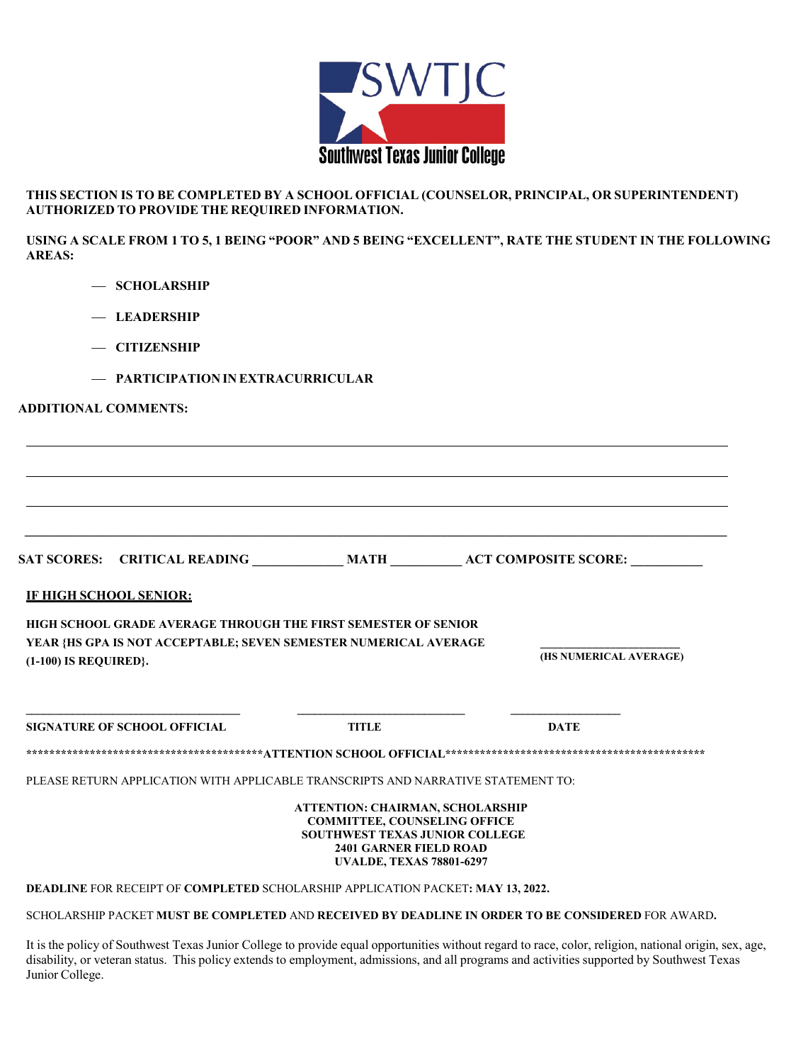**SWTJC**

**Southwest Texas Junior College**

**THIS SECTION IS TO BE COMPLETED BY A SCHOOL OFFICIAL (COUNSELOR, PRINCIPAL, OR SUPERINTENDENT) AUTHORIZED TO PROVIDE THE REQUIRED INFORMATION.**

**USING A SCALE FROM 1 TO 5, 1 BEING "POOR" AND 5 BEING "EXCELLENT", RATE THE STUDENT IN THE FOLLOWING AREAS:**

— **SCHOLARSHIP**

— **LEADERSHIP**

— **CITIZENSHIP**

— **PARTICIPATION IN EXTRACURRICULAR**

**ADDITIONAL COMMENTS:**

\_\_\_\_\_\_\_\_\_\_\_\_\_\_\_\_\_\_\_\_\_\_\_\_\_\_\_\_\_\_\_\_\_\_\_\_\_\_\_\_\_\_\_\_\_\_\_\_\_\_\_\_\_\_\_\_\_\_\_\_\_\_\_\_\_\_\_\_\_\_\_\_\_\_\_\_\_\_\_\_\_\_

\_\_\_\_\_\_\_\_\_\_\_\_\_\_\_\_\_\_\_\_\_\_\_\_\_\_\_\_\_\_\_\_\_\_\_\_\_\_\_\_\_\_\_\_\_\_\_\_\_\_\_\_\_\_\_\_\_\_\_\_\_\_\_\_\_\_\_\_\_\_\_\_\_\_\_\_\_\_\_\_\_\_

\_\_\_\_\_\_\_\_\_\_\_\_\_\_\_\_\_\_\_\_\_\_\_\_\_\_\_\_\_\_\_\_\_\_\_\_\_\_\_\_\_\_\_\_\_\_\_\_\_\_\_\_\_\_\_\_\_\_\_\_\_\_\_\_\_\_\_\_\_\_\_\_\_\_\_\_\_\_\_\_\_\_

\_\_\_\_\_\_\_\_\_\_\_\_\_\_\_\_\_\_\_\_\_\_\_\_\_\_\_\_\_\_\_\_\_\_\_\_\_\_\_\_\_\_\_\_\_\_\_\_\_\_\_\_\_\_\_\_\_\_\_\_\_\_\_\_\_\_\_\_\_\_\_\_\_\_\_\_\_\_\_\_\_\_

**SAT SCORES: CRITICAL READING \_\_\_\_\_\_\_\_\_\_\_\_ MATH \_\_\_\_\_\_\_\_\_\_ ACT COMPOSITE SCORE: \_\_\_\_\_\_\_\_\_\_**

**<u>IF HIGH SCHOOL SENIOR:</u>**

**HIGH SCHOOL GRADE AVERAGE THROUGH THE FIRST SEMESTER OF SENIOR YEAR {HS GPA IS NOT ACCEPTABLE; SEVEN SEMESTER NUMERICAL AVERAGE (1-100) IS REQUIRED}.**

\_\_\_\_\_\_\_\_\_\_\_\_\_\_\_\_\_\_\_\_\_\_
**(HS NUMERICAL AVERAGE)**

| | | |
|---|---|---|
| \_\_\_\_\_\_\_\_\_\_\_\_\_\_\_\_\_\_\_\_\_\_\_\_\_ | \_\_\_\_\_\_\_\_\_\_\_\_\_\_\_\_\_\_\_\_\_ | \_\_\_\_\_\_\_\_\_\_\_\_\_\_\_ |
| **SIGNATURE OF SCHOOL OFFICIAL** | **TITLE** | **DATE** |

**\*\*\*\*\*\*\*\*\*\*\*\*\*\*\*\*\*\*\*\*\*\*\*\*\*\*\*\*\*\*\*\*\*\*\*\*\*\*\*\*\*ATTENTION SCHOOL OFFICIAL\*\*\*\*\*\*\*\*\*\*\*\*\*\*\*\*\*\*\*\*\*\*\*\*\*\*\*\*\*\*\*\*\*\*\*\*\*\*\*\*\*\*\*\*\***

PLEASE RETURN APPLICATION WITH APPLICABLE TRANSCRIPTS AND NARRATIVE STATEMENT TO:

**ATTENTION: CHAIRMAN, SCHOLARSHIP COMMITTEE, COUNSELING OFFICE**
**SOUTHWEST TEXAS JUNIOR COLLEGE**
**2401 GARNER FIELD ROAD**
**UVALDE, TEXAS 78801-6297**

**DEADLINE** FOR RECEIPT OF **COMPLETED** SCHOLARSHIP APPLICATION PACKET**: MAY 13, 2022.**

SCHOLARSHIP PACKET **MUST BE COMPLETED** AND **RECEIVED BY DEADLINE IN ORDER TO BE CONSIDERED** FOR AWARD**.**

It is the policy of Southwest Texas Junior College to provide equal opportunities without regard to race, color, religion, national origin, sex, age, disability, or veteran status. This policy extends to employment, admissions, and all programs and activities supported by Southwest Texas Junior College.